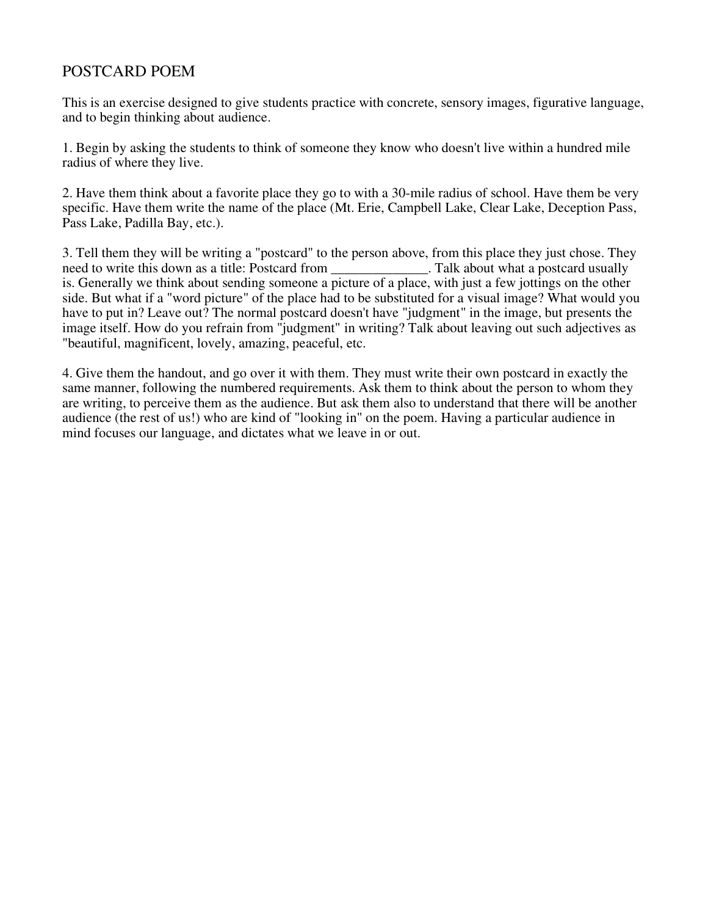# POSTCARD POEM

This is an exercise designed to give students practice with concrete, sensory images, figurative language, and to begin thinking about audience.

1. Begin by asking the students to think of someone they know who doesn't live within a hundred mile radius of where they live.

2. Have them think about a favorite place they go to with a 30-mile radius of school. Have them be very specific. Have them write the name of the place (Mt. Erie, Campbell Lake, Clear Lake, Deception Pass, Pass Lake, Padilla Bay, etc.).

3. Tell them they will be writing a "postcard" to the person above, from this place they just chose. They need to write this down as a title: Postcard from ______________. Talk about what a postcard usually is. Generally we think about sending someone a picture of a place, with just a few jottings on the other side. But what if a "word picture" of the place had to be substituted for a visual image? What would you have to put in? Leave out? The normal postcard doesn't have "judgment" in the image, but presents the image itself. How do you refrain from "judgment" in writing? Talk about leaving out such adjectives as "beautiful, magnificent, lovely, amazing, peaceful, etc.

4. Give them the handout, and go over it with them. They must write their own postcard in exactly the same manner, following the numbered requirements. Ask them to think about the person to whom they are writing, to perceive them as the audience. But ask them also to understand that there will be another audience (the rest of us!) who are kind of "looking in" on the poem. Having a particular audience in mind focuses our language, and dictates what we leave in or out.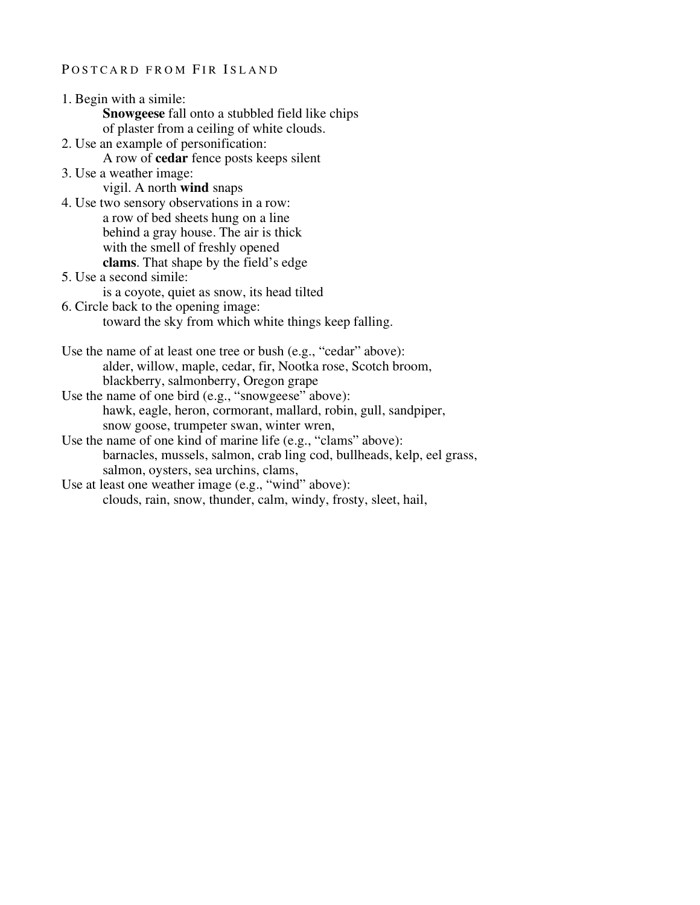POSTCARD FROM FIR ISLAND

1. Begin with a simile:
   **Snowgeese** fall onto a stubbled field like chips
   of plaster from a ceiling of white clouds.
2. Use an example of personification:
   A row of **cedar** fence posts keeps silent
3. Use a weather image:
   vigil. A north **wind** snaps
4. Use two sensory observations in a row:
   a row of bed sheets hung on a line
   behind a gray house. The air is thick
   with the smell of freshly opened
   **clams**. That shape by the field's edge
5. Use a second simile:
   is a coyote, quiet as snow, its head tilted
6. Circle back to the opening image:
   toward the sky from which white things keep falling.

Use the name of at least one tree or bush (e.g., "cedar" above):
   alder, willow, maple, cedar, fir, Nootka rose, Scotch broom,
   blackberry, salmonberry, Oregon grape

Use the name of one bird (e.g., "snowgeese" above):
   hawk, eagle, heron, cormorant, mallard, robin, gull, sandpiper,
   snow goose, trumpeter swan, winter wren,

Use the name of one kind of marine life (e.g., "clams" above):
   barnacles, mussels, salmon, crab ling cod, bullheads, kelp, eel grass,
   salmon, oysters, sea urchins, clams,

Use at least one weather image (e.g., "wind" above):
   clouds, rain, snow, thunder, calm, windy, frosty, sleet, hail,